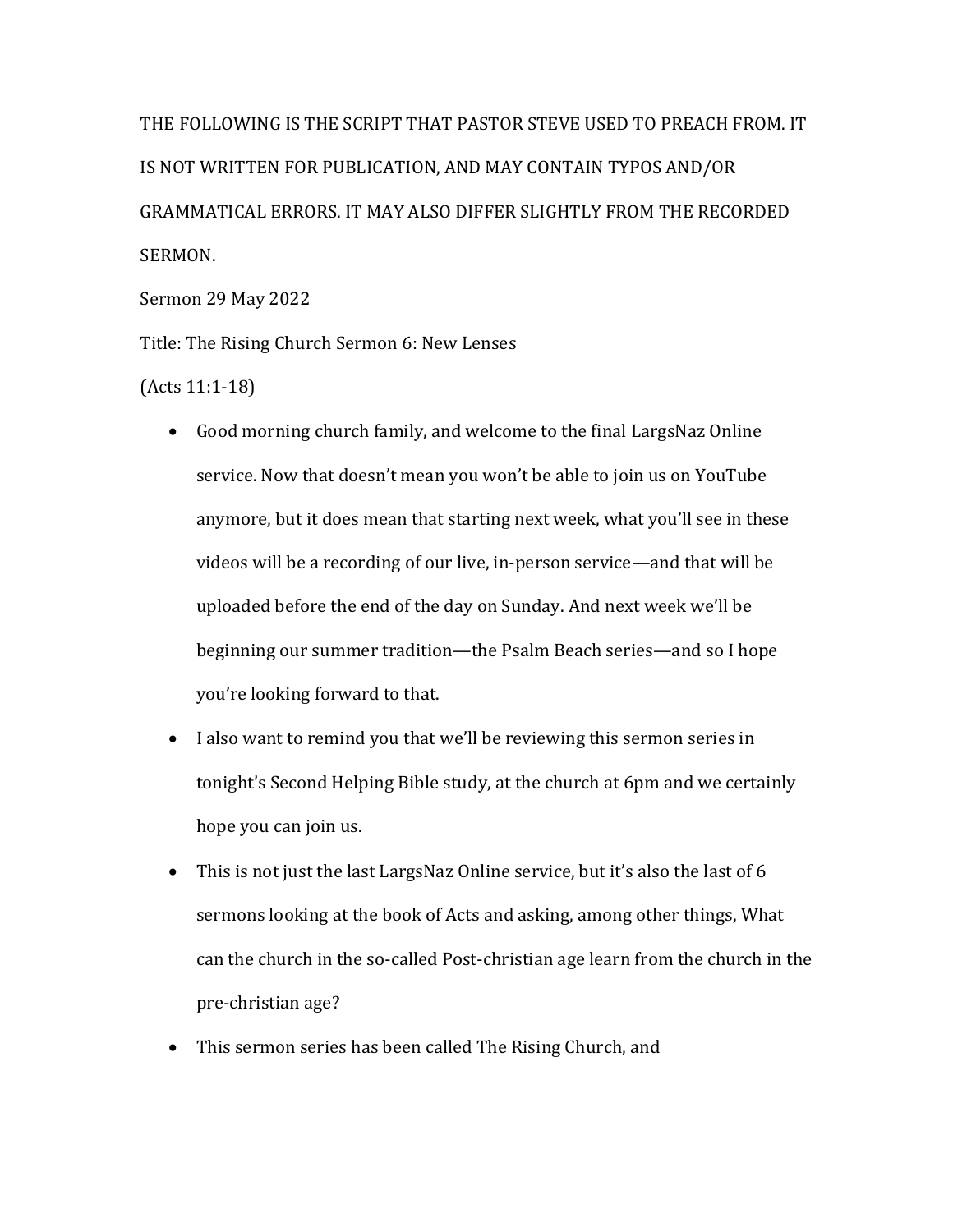THE FOLLOWING IS THE SCRIPT THAT PASTOR STEVE USED TO PREACH FROM. IT IS NOT WRITTEN FOR PUBLICATION, AND MAY CONTAIN TYPOS AND/OR GRAMMATICAL ERRORS. IT MAY ALSO DIFFER SLIGHTLY FROM THE RECORDED SERMON.

Sermon 29 May 2022

Title: The Rising Church Sermon 6: New Lenses

(Acts 11:1-18)

- Good morning church family, and welcome to the final LargsNaz Online service. Now that doesn't mean you won't be able to join us on YouTube anymore, but it does mean that starting next week, what you'll see in these videos will be a recording of our live, in-person service—and that will be uploaded before the end of the day on Sunday. And next week we'll be beginning our summer tradition—the Psalm Beach series—and so I hope you're looking forward to that.
- I also want to remind you that we'll be reviewing this sermon series in tonight's Second Helping Bible study, at the church at 6pm and we certainly hope you can join us.
- This is not just the last LargsNaz Online service, but it's also the last of 6 sermons looking at the book of Acts and asking, among other things, What can the church in the so-called Post-christian age learn from the church in the pre-christian age?
- This sermon series has been called The Rising Church, and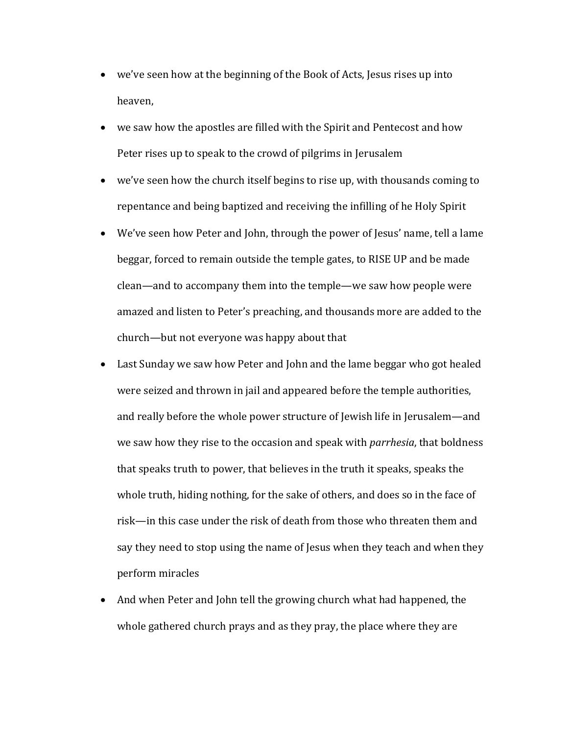- we've seen how at the beginning of the Book of Acts, Jesus rises up into heaven,
- we saw how the apostles are filled with the Spirit and Pentecost and how Peter rises up to speak to the crowd of pilgrims in Jerusalem
- we've seen how the church itself begins to rise up, with thousands coming to repentance and being baptized and receiving the infilling of he Holy Spirit
- We've seen how Peter and John, through the power of Jesus' name, tell a lame beggar, forced to remain outside the temple gates, to RISE UP and be made clean—and to accompany them into the temple—we saw how people were amazed and listen to Peter's preaching, and thousands more are added to the church—but not everyone was happy about that
- Last Sunday we saw how Peter and John and the lame beggar who got healed were seized and thrown in jail and appeared before the temple authorities, and really before the whole power structure of Jewish life in Jerusalem—and we saw how they rise to the occasion and speak with *parrhesia*, that boldness that speaks truth to power, that believes in the truth it speaks, speaks the whole truth, hiding nothing, for the sake of others, and does so in the face of risk—in this case under the risk of death from those who threaten them and say they need to stop using the name of Jesus when they teach and when they perform miracles
- And when Peter and John tell the growing church what had happened, the whole gathered church prays and as they pray, the place where they are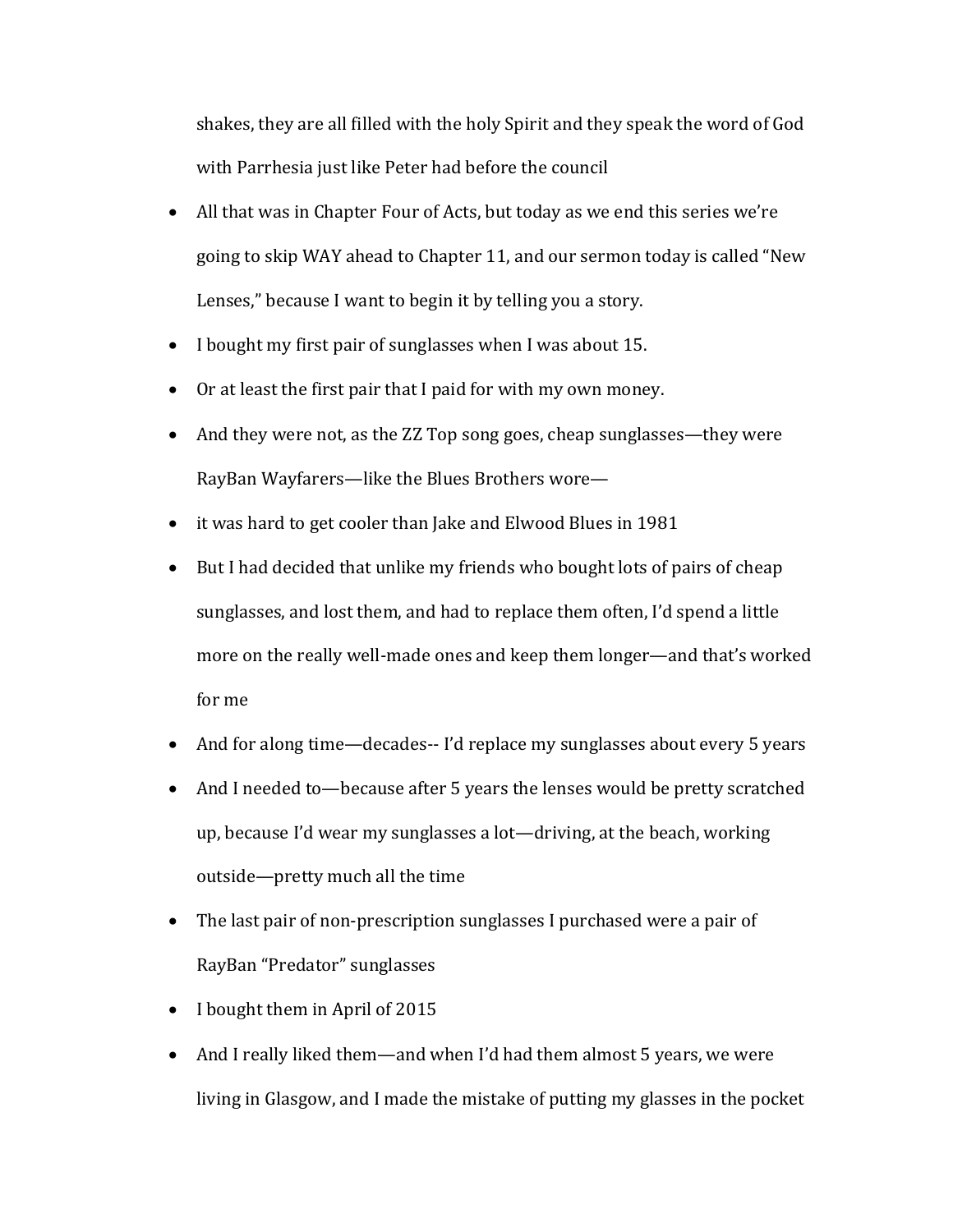shakes, they are all filled with the holy Spirit and they speak the word of God with Parrhesia just like Peter had before the council

- All that was in Chapter Four of Acts, but today as we end this series we're going to skip WAY ahead to Chapter 11, and our sermon today is called "New Lenses," because I want to begin it by telling you a story.
- I bought my first pair of sunglasses when I was about 15.
- Or at least the first pair that I paid for with my own money.
- And they were not, as the ZZ Top song goes, cheap sunglasses—they were RayBan Wayfarers—like the Blues Brothers wore—
- it was hard to get cooler than Jake and Elwood Blues in 1981
- But I had decided that unlike my friends who bought lots of pairs of cheap sunglasses, and lost them, and had to replace them often, I'd spend a little more on the really well-made ones and keep them longer—and that's worked for me
- And for along time—decades-- I'd replace my sunglasses about every 5 years
- And I needed to—because after 5 years the lenses would be pretty scratched up, because I'd wear my sunglasses a lot—driving, at the beach, working outside—pretty much all the time
- The last pair of non-prescription sunglasses I purchased were a pair of RayBan "Predator" sunglasses
- I bought them in April of 2015
- And I really liked them—and when I'd had them almost 5 years, we were living in Glasgow, and I made the mistake of putting my glasses in the pocket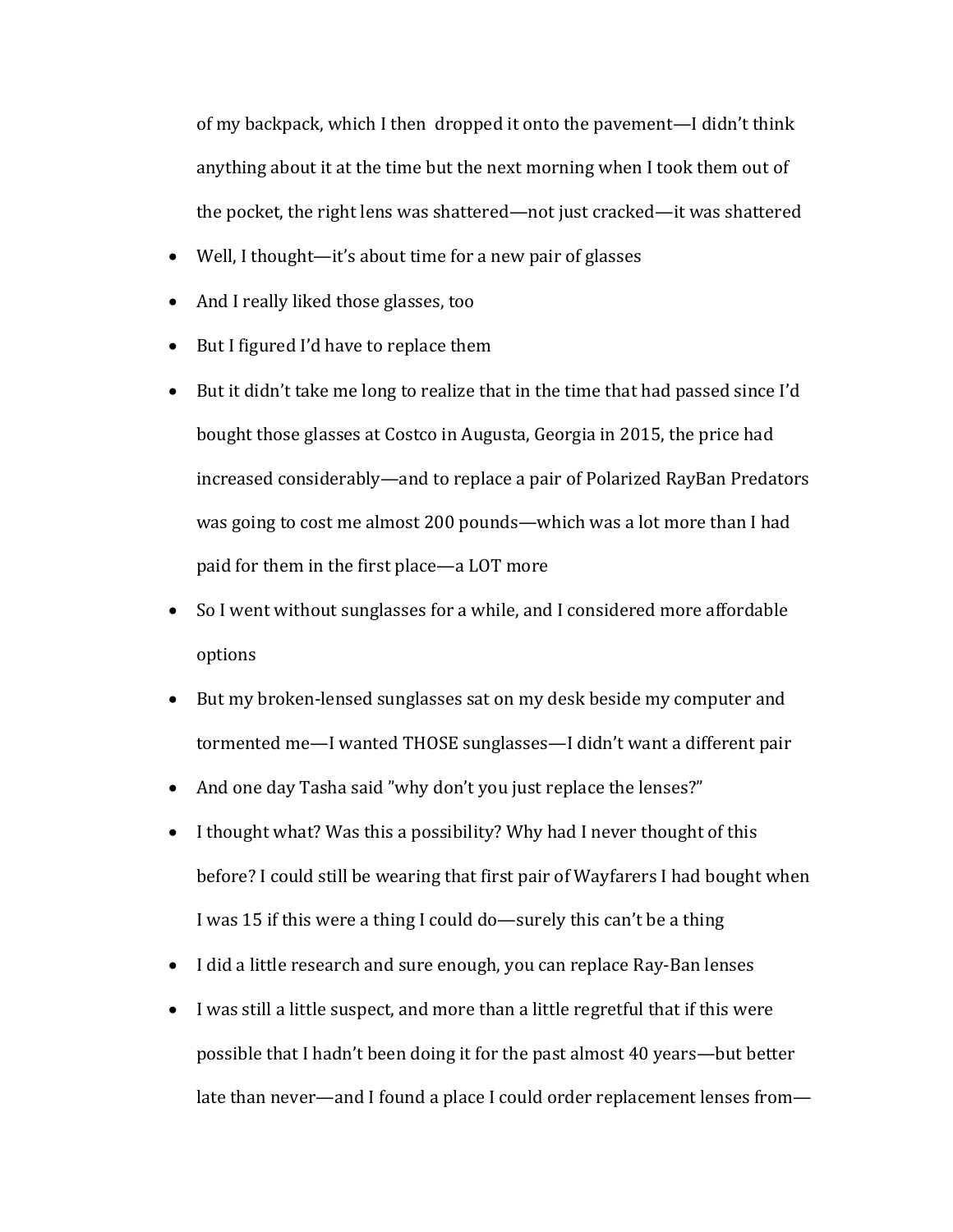of my backpack, which I then  dropped it onto the pavement—I didn't think anything about it at the time but the next morning when I took them out of the pocket, the right lens was shattered—not just cracked—it was shattered

- Well, I thought—it's about time for a new pair of glasses
- And I really liked those glasses, too
- But I figured I'd have to replace them
- But it didn't take me long to realize that in the time that had passed since I'd bought those glasses at Costco in Augusta, Georgia in 2015, the price had increased considerably—and to replace a pair of Polarized RayBan Predators was going to cost me almost 200 pounds—which was a lot more than I had paid for them in the first place—a LOT more
- So I went without sunglasses for a while, and I considered more affordable options
- But my broken-lensed sunglasses sat on my desk beside my computer and tormented me—I wanted THOSE sunglasses—I didn't want a different pair
- And one day Tasha said "why don't you just replace the lenses?"
- I thought what? Was this a possibility? Why had I never thought of this before? I could still be wearing that first pair of Wayfarers I had bought when I was 15 if this were a thing I could do—surely this can't be a thing
- I did a little research and sure enough, you can replace Ray-Ban lenses
- I was still a little suspect, and more than a little regretful that if this were possible that I hadn't been doing it for the past almost 40 years—but better late than never—and I found a place I could order replacement lenses from—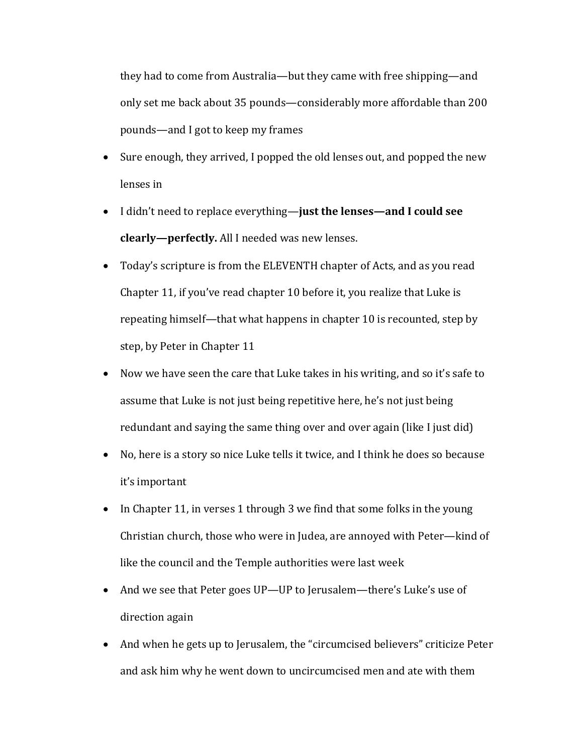they had to come from Australia—but they came with free shipping—and only set me back about 35 pounds—considerably more affordable than 200 pounds—and I got to keep my frames

- Sure enough, they arrived, I popped the old lenses out, and popped the new lenses in
- I didn't need to replace everything—**just the lenses—and I could see clearly—perfectly.** All I needed was new lenses.
- Today's scripture is from the ELEVENTH chapter of Acts, and as you read Chapter 11, if you've read chapter 10 before it, you realize that Luke is repeating himself—that what happens in chapter 10 is recounted, step by step, by Peter in Chapter 11
- Now we have seen the care that Luke takes in his writing, and so it's safe to assume that Luke is not just being repetitive here, he's not just being redundant and saying the same thing over and over again (like I just did)
- No, here is a story so nice Luke tells it twice, and I think he does so because it's important
- In Chapter 11, in verses 1 through 3 we find that some folks in the young Christian church, those who were in Judea, are annoyed with Peter—kind of like the council and the Temple authorities were last week
- And we see that Peter goes UP—UP to Jerusalem—there's Luke's use of direction again
- And when he gets up to Jerusalem, the "circumcised believers" criticize Peter and ask him why he went down to uncircumcised men and ate with them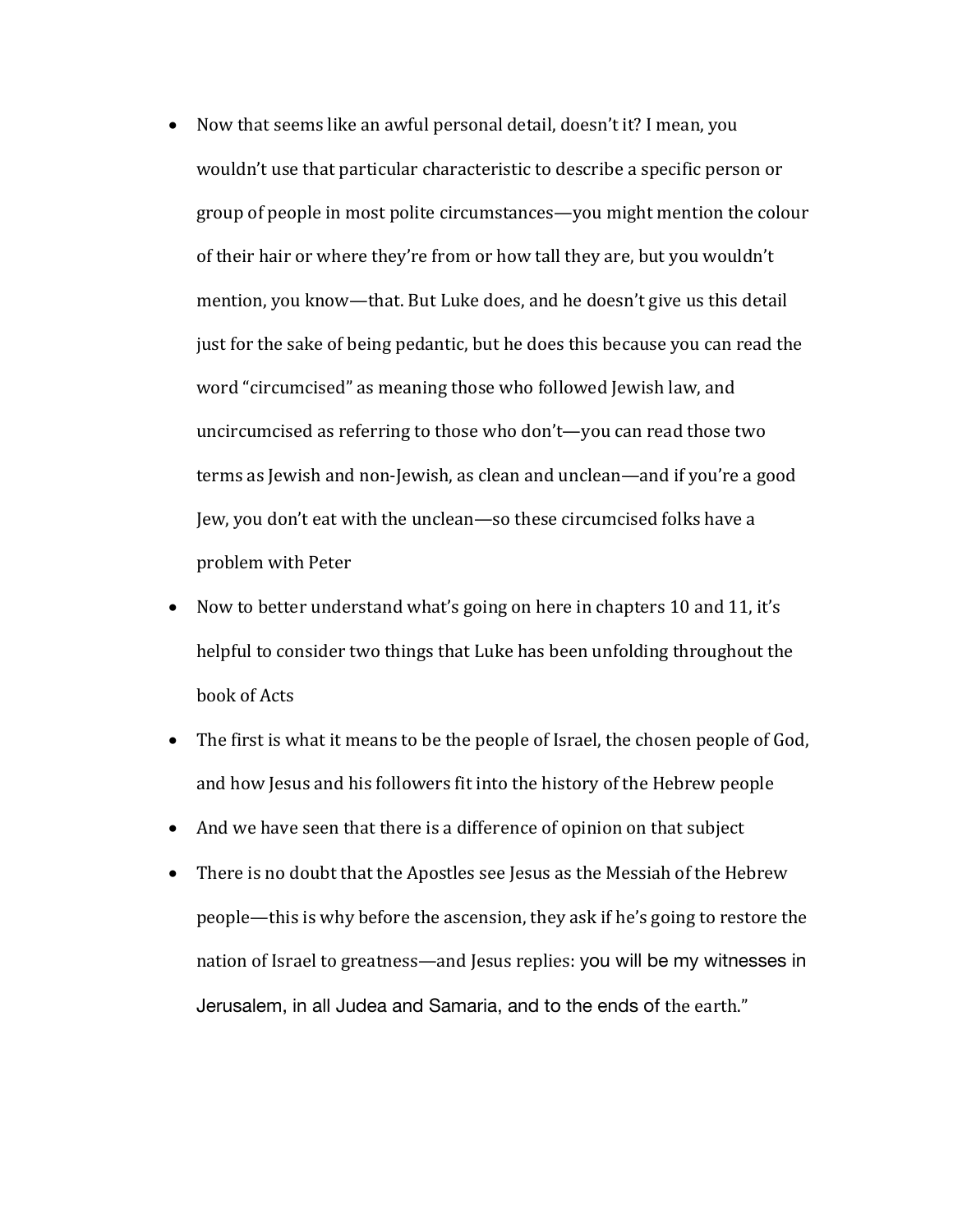- Now that seems like an awful personal detail, doesn't it? I mean, you wouldn't use that particular characteristic to describe a specific person or group of people in most polite circumstances—you might mention the colour of their hair or where they're from or how tall they are, but you wouldn't mention, you know—that. But Luke does, and he doesn't give us this detail just for the sake of being pedantic, but he does this because you can read the word "circumcised" as meaning those who followed Jewish law, and uncircumcised as referring to those who don't—you can read those two terms as Jewish and non-Jewish, as clean and unclean—and if you're a good Jew, you don't eat with the unclean—so these circumcised folks have a problem with Peter
- Now to better understand what's going on here in chapters 10 and 11, it's helpful to consider two things that Luke has been unfolding throughout the book of Acts
- The first is what it means to be the people of Israel, the chosen people of God, and how Jesus and his followers fit into the history of the Hebrew people
- And we have seen that there is a difference of opinion on that subject
- There is no doubt that the Apostles see Jesus as the Messiah of the Hebrew people—this is why before the ascension, they ask if he's going to restore the nation of Israel to greatness—and Jesus replies: you will be my witnesses in Jerusalem, in all Judea and Samaria, and to the ends of the earth."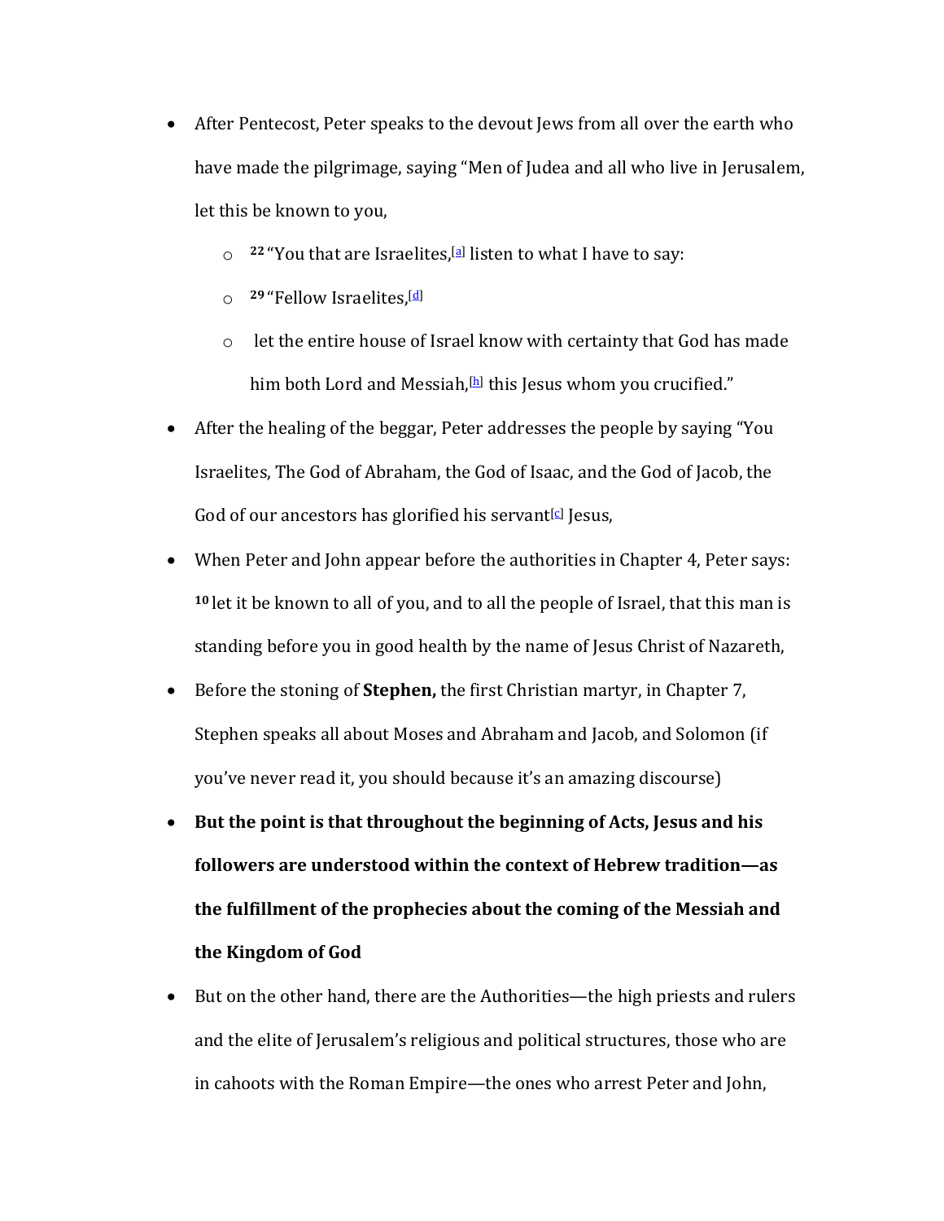- After Pentecost, Peter speaks to the devout Jews from all over the earth who have made the pilgrimage, saying "Men of Judea and all who live in Jerusalem, let this be known to you,
  - **22** "You that are Israelites,[a] listen to what I have to say:
  - **29** "Fellow Israelites,[d]
  - let the entire house of Israel know with certainty that God has made him both Lord and Messiah,[h] this Jesus whom you crucified."
- After the healing of the beggar, Peter addresses the people by saying "You Israelites, The God of Abraham, the God of Isaac, and the God of Jacob, the God of our ancestors has glorified his servant[c] Jesus,
- When Peter and John appear before the authorities in Chapter 4, Peter says: **10** let it be known to all of you, and to all the people of Israel, that this man is standing before you in good health by the name of Jesus Christ of Nazareth,
- Before the stoning of **Stephen,** the first Christian martyr, in Chapter 7, Stephen speaks all about Moses and Abraham and Jacob, and Solomon (if you've never read it, you should because it's an amazing discourse)
- **But the point is that throughout the beginning of Acts, Jesus and his followers are understood within the context of Hebrew tradition—as the fulfillment of the prophecies about the coming of the Messiah and the Kingdom of God**
- But on the other hand, there are the Authorities—the high priests and rulers and the elite of Jerusalem's religious and political structures, those who are in cahoots with the Roman Empire—the ones who arrest Peter and John,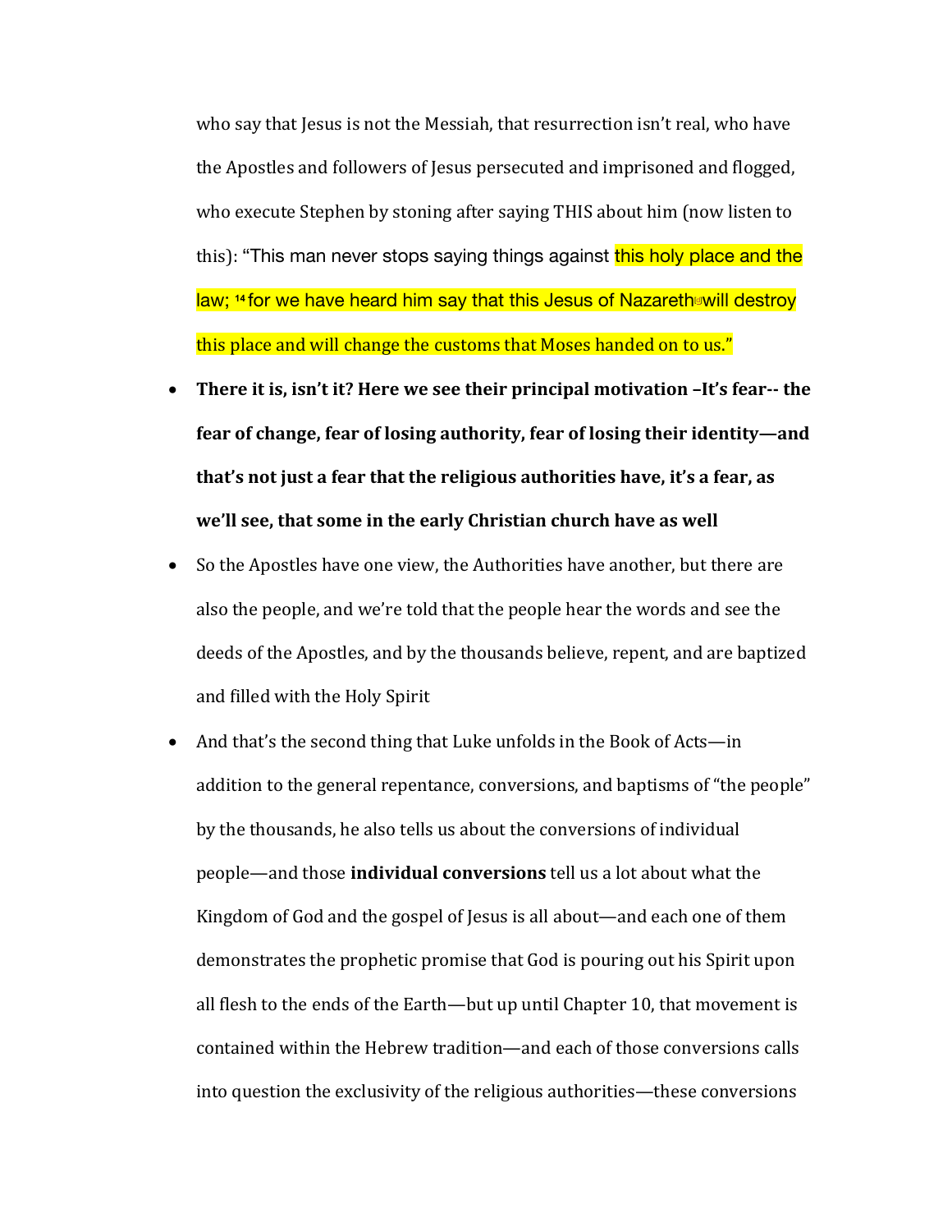who say that Jesus is not the Messiah, that resurrection isn't real, who have the Apostles and followers of Jesus persecuted and imprisoned and flogged, who execute Stephen by stoning after saying THIS about him (now listen to this): "This man never stops saying things against this holy place and the law; [14] for we have heard him say that this Jesus of Nazareth will destroy this place and will change the customs that Moses handed on to us."

- **There it is, isn't it? Here we see their principal motivation –It's fear-- the fear of change, fear of losing authority, fear of losing their identity—and that's not just a fear that the religious authorities have, it's a fear, as we'll see, that some in the early Christian church have as well**
- So the Apostles have one view, the Authorities have another, but there are also the people, and we're told that the people hear the words and see the deeds of the Apostles, and by the thousands believe, repent, and are baptized and filled with the Holy Spirit
- And that's the second thing that Luke unfolds in the Book of Acts—in addition to the general repentance, conversions, and baptisms of "the people" by the thousands, he also tells us about the conversions of individual people—and those **individual conversions** tell us a lot about what the Kingdom of God and the gospel of Jesus is all about—and each one of them demonstrates the prophetic promise that God is pouring out his Spirit upon all flesh to the ends of the Earth—but up until Chapter 10, that movement is contained within the Hebrew tradition—and each of those conversions calls into question the exclusivity of the religious authorities—these conversions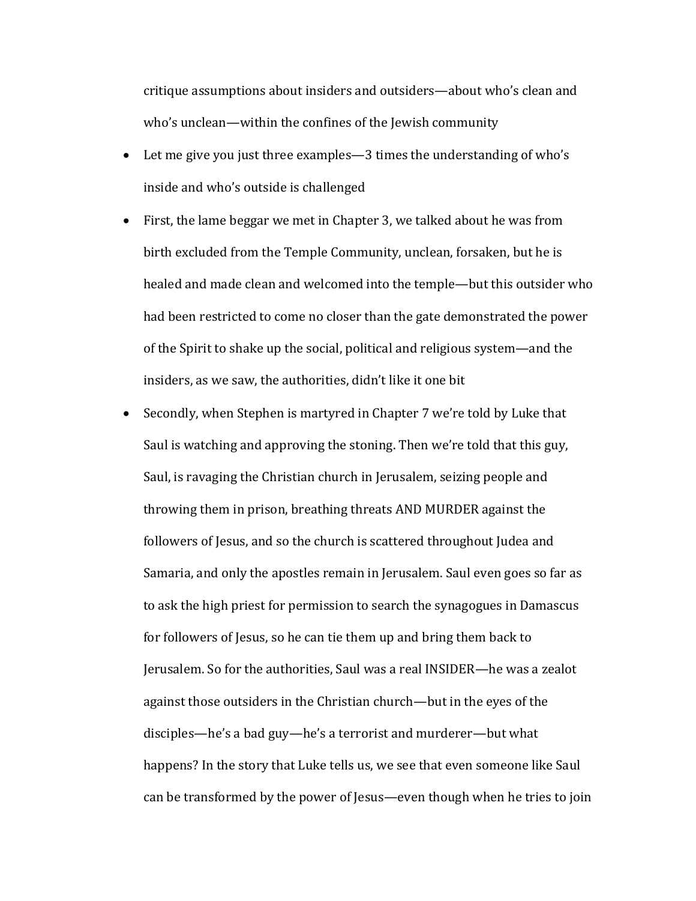critique assumptions about insiders and outsiders—about who's clean and who's unclean—within the confines of the Jewish community

- Let me give you just three examples—3 times the understanding of who's inside and who's outside is challenged
- First, the lame beggar we met in Chapter 3, we talked about he was from birth excluded from the Temple Community, unclean, forsaken, but he is healed and made clean and welcomed into the temple—but this outsider who had been restricted to come no closer than the gate demonstrated the power of the Spirit to shake up the social, political and religious system—and the insiders, as we saw, the authorities, didn't like it one bit
- Secondly, when Stephen is martyred in Chapter 7 we're told by Luke that Saul is watching and approving the stoning. Then we're told that this guy, Saul, is ravaging the Christian church in Jerusalem, seizing people and throwing them in prison, breathing threats AND MURDER against the followers of Jesus, and so the church is scattered throughout Judea and Samaria, and only the apostles remain in Jerusalem. Saul even goes so far as to ask the high priest for permission to search the synagogues in Damascus for followers of Jesus, so he can tie them up and bring them back to Jerusalem. So for the authorities, Saul was a real INSIDER—he was a zealot against those outsiders in the Christian church—but in the eyes of the disciples—he's a bad guy—he's a terrorist and murderer—but what happens? In the story that Luke tells us, we see that even someone like Saul can be transformed by the power of Jesus—even though when he tries to join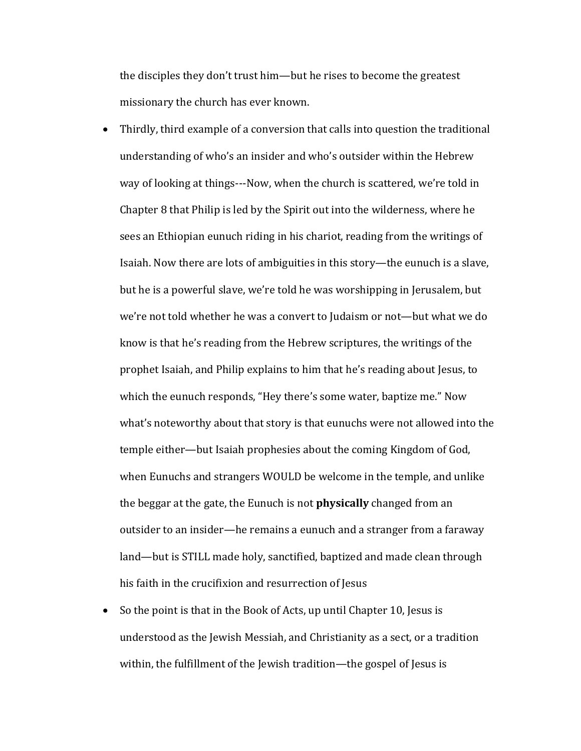the disciples they don't trust him—but he rises to become the greatest missionary the church has ever known.

- Thirdly, third example of a conversion that calls into question the traditional understanding of who's an insider and who's outsider within the Hebrew way of looking at things---Now, when the church is scattered, we're told in Chapter 8 that Philip is led by the Spirit out into the wilderness, where he sees an Ethiopian eunuch riding in his chariot, reading from the writings of Isaiah. Now there are lots of ambiguities in this story—the eunuch is a slave, but he is a powerful slave, we're told he was worshipping in Jerusalem, but we're not told whether he was a convert to Judaism or not—but what we do know is that he's reading from the Hebrew scriptures, the writings of the prophet Isaiah, and Philip explains to him that he's reading about Jesus, to which the eunuch responds, "Hey there's some water, baptize me." Now what's noteworthy about that story is that eunuchs were not allowed into the temple either—but Isaiah prophesies about the coming Kingdom of God, when Eunuchs and strangers WOULD be welcome in the temple, and unlike the beggar at the gate, the Eunuch is not **physically** changed from an outsider to an insider—he remains a eunuch and a stranger from a faraway land—but is STILL made holy, sanctified, baptized and made clean through his faith in the crucifixion and resurrection of Jesus
- So the point is that in the Book of Acts, up until Chapter 10, Jesus is understood as the Jewish Messiah, and Christianity as a sect, or a tradition within, the fulfillment of the Jewish tradition—the gospel of Jesus is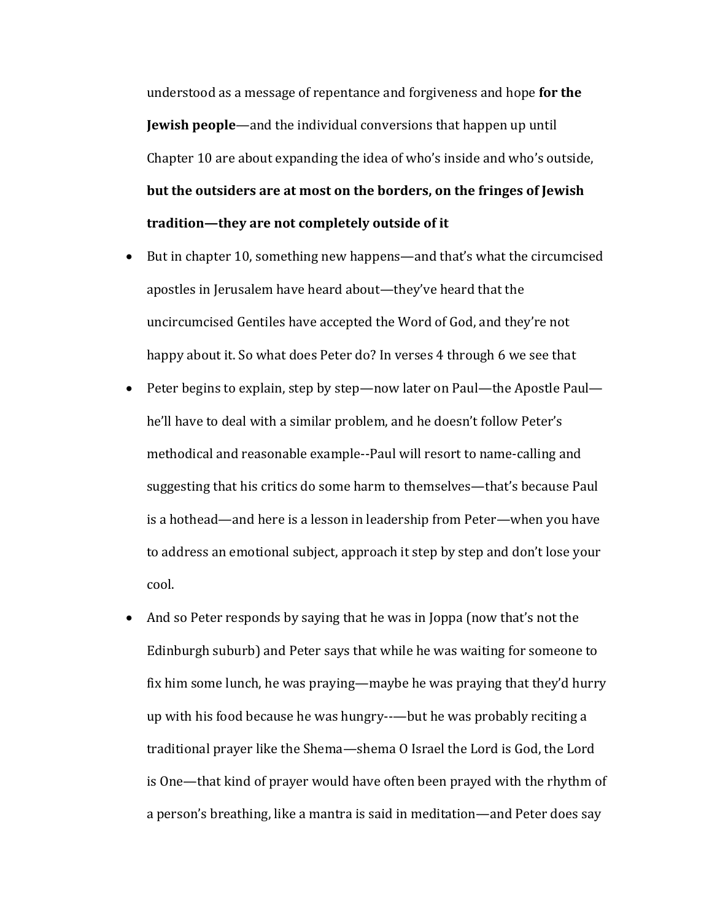understood as a message of repentance and forgiveness and hope **for the Jewish people**—and the individual conversions that happen up until Chapter 10 are about expanding the idea of who's inside and who's outside, **but the outsiders are at most on the borders, on the fringes of Jewish tradition—they are not completely outside of it**

- But in chapter 10, something new happens—and that's what the circumcised apostles in Jerusalem have heard about—they've heard that the uncircumcised Gentiles have accepted the Word of God, and they're not happy about it. So what does Peter do? In verses 4 through 6 we see that
- Peter begins to explain, step by step—now later on Paul—the Apostle Paul—he'll have to deal with a similar problem, and he doesn't follow Peter's methodical and reasonable example--Paul will resort to name-calling and suggesting that his critics do some harm to themselves—that's because Paul is a hothead—and here is a lesson in leadership from Peter—when you have to address an emotional subject, approach it step by step and don't lose your cool.
- And so Peter responds by saying that he was in Joppa (now that's not the Edinburgh suburb) and Peter says that while he was waiting for someone to fix him some lunch, he was praying—maybe he was praying that they'd hurry up with his food because he was hungry-—but he was probably reciting a traditional prayer like the Shema—shema O Israel the Lord is God, the Lord is One—that kind of prayer would have often been prayed with the rhythm of a person's breathing, like a mantra is said in meditation—and Peter does say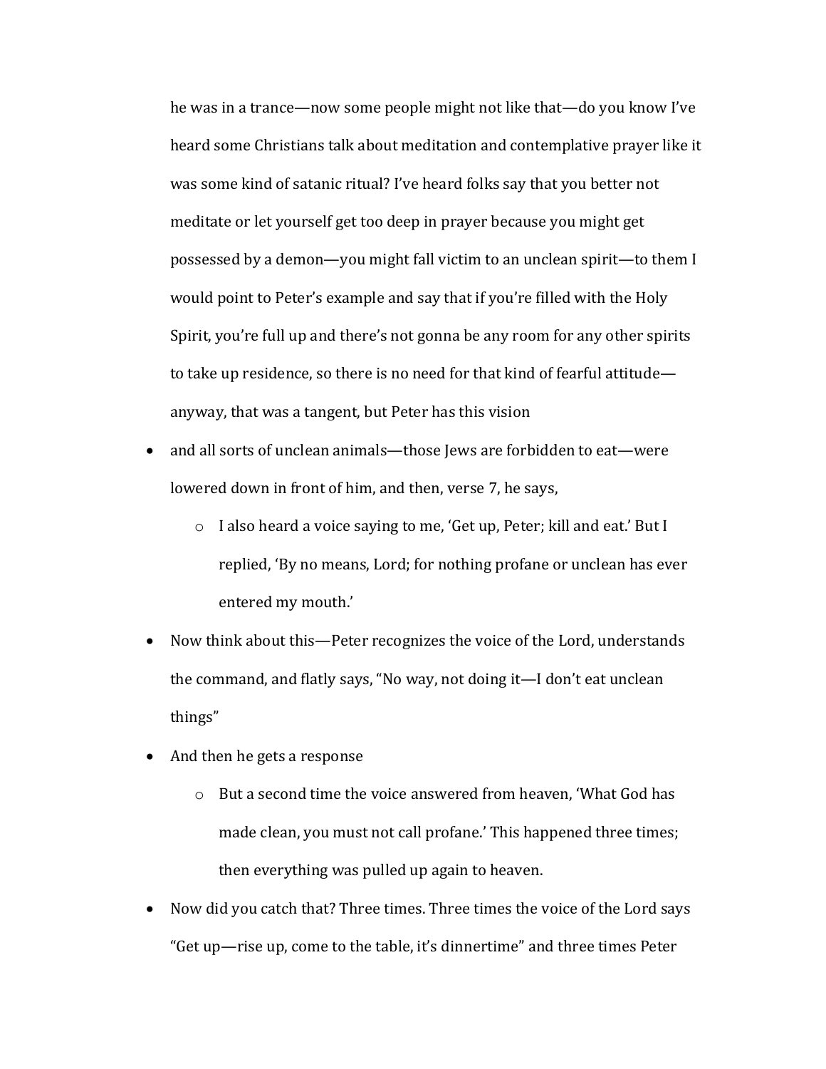he was in a trance—now some people might not like that—do you know I've heard some Christians talk about meditation and contemplative prayer like it was some kind of satanic ritual? I've heard folks say that you better not meditate or let yourself get too deep in prayer because you might get possessed by a demon—you might fall victim to an unclean spirit—to them I would point to Peter's example and say that if you're filled with the Holy Spirit, you're full up and there's not gonna be any room for any other spirits to take up residence, so there is no need for that kind of fearful attitude—anyway, that was a tangent, but Peter has this vision

- and all sorts of unclean animals—those Jews are forbidden to eat—were lowered down in front of him, and then, verse 7, he says,
  - I also heard a voice saying to me, 'Get up, Peter; kill and eat.' But I replied, 'By no means, Lord; for nothing profane or unclean has ever entered my mouth.'
- Now think about this—Peter recognizes the voice of the Lord, understands the command, and flatly says, "No way, not doing it—I don't eat unclean things"
- And then he gets a response
  - But a second time the voice answered from heaven, 'What God has made clean, you must not call profane.' This happened three times; then everything was pulled up again to heaven.
- Now did you catch that? Three times. Three times the voice of the Lord says "Get up—rise up, come to the table, it's dinnertime" and three times Peter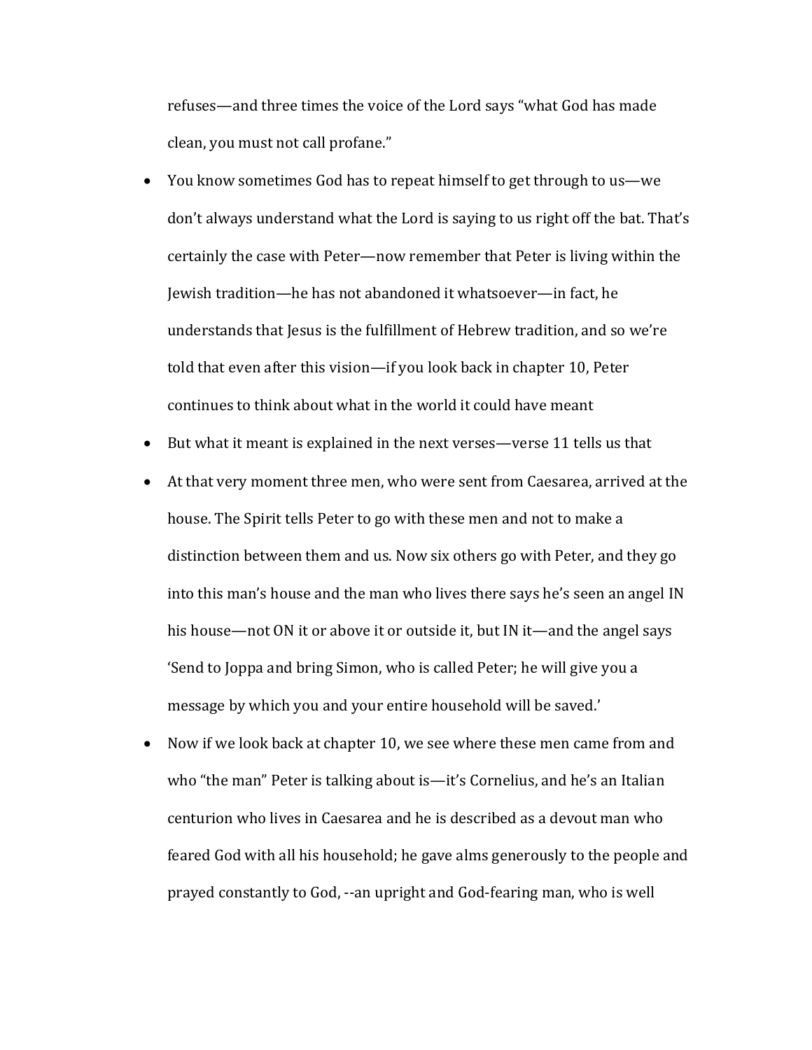refuses—and three times the voice of the Lord says "what God has made clean, you must not call profane."

- You know sometimes God has to repeat himself to get through to us—we don't always understand what the Lord is saying to us right off the bat. That's certainly the case with Peter—now remember that Peter is living within the Jewish tradition—he has not abandoned it whatsoever—in fact, he understands that Jesus is the fulfillment of Hebrew tradition, and so we're told that even after this vision—if you look back in chapter 10, Peter continues to think about what in the world it could have meant
- But what it meant is explained in the next verses—verse 11 tells us that
- At that very moment three men, who were sent from Caesarea, arrived at the house. The Spirit tells Peter to go with these men and not to make a distinction between them and us. Now six others go with Peter, and they go into this man's house and the man who lives there says he's seen an angel IN his house—not ON it or above it or outside it, but IN it—and the angel says 'Send to Joppa and bring Simon, who is called Peter; he will give you a message by which you and your entire household will be saved.'
- Now if we look back at chapter 10, we see where these men came from and who "the man" Peter is talking about is—it's Cornelius, and he's an Italian centurion who lives in Caesarea and he is described as a devout man who feared God with all his household; he gave alms generously to the people and prayed constantly to God, --an upright and God-fearing man, who is well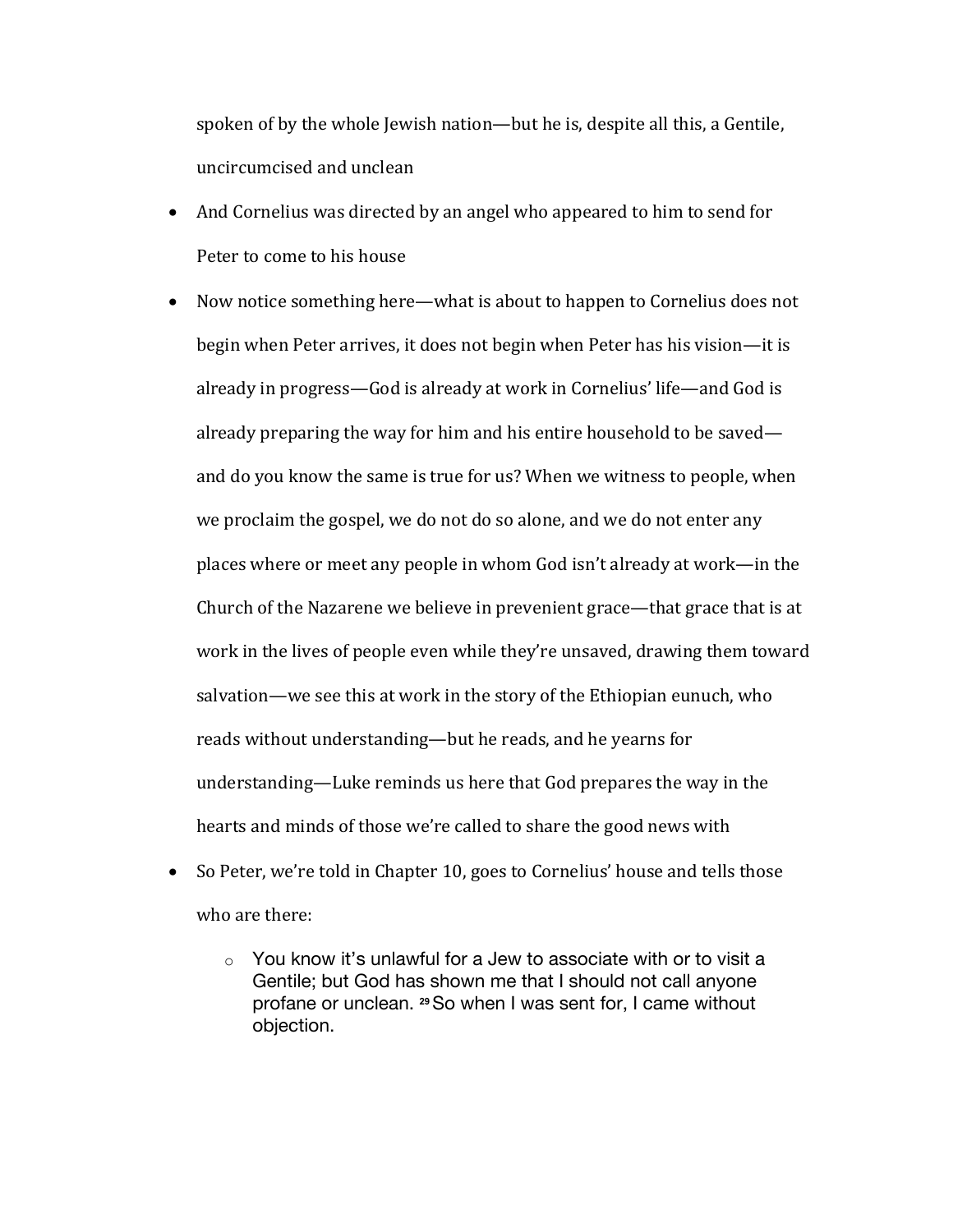spoken of by the whole Jewish nation—but he is, despite all this, a Gentile, uncircumcised and unclean

- And Cornelius was directed by an angel who appeared to him to send for Peter to come to his house
- Now notice something here—what is about to happen to Cornelius does not begin when Peter arrives, it does not begin when Peter has his vision—it is already in progress—God is already at work in Cornelius' life—and God is already preparing the way for him and his entire household to be saved—and do you know the same is true for us? When we witness to people, when we proclaim the gospel, we do not do so alone, and we do not enter any places where or meet any people in whom God isn't already at work—in the Church of the Nazarene we believe in prevenient grace—that grace that is at work in the lives of people even while they're unsaved, drawing them toward salvation—we see this at work in the story of the Ethiopian eunuch, who reads without understanding—but he reads, and he yearns for understanding—Luke reminds us here that God prepares the way in the hearts and minds of those we're called to share the good news with
- So Peter, we're told in Chapter 10, goes to Cornelius' house and tells those who are there:
    - You know it's unlawful for a Jew to associate with or to visit a Gentile; but God has shown me that I should not call anyone profane or unclean. [29] So when I was sent for, I came without objection.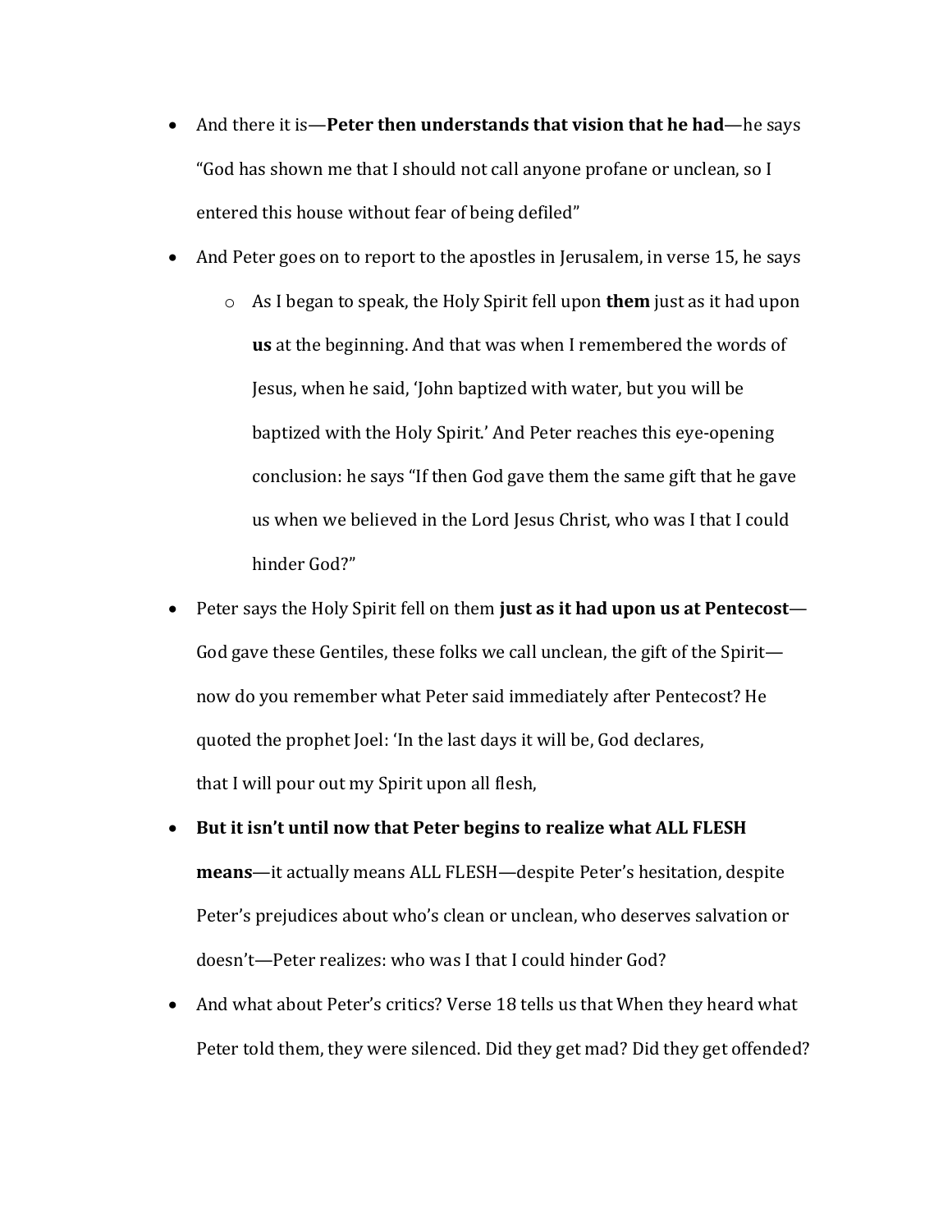- And there it is—**Peter then understands that vision that he had**—he says "God has shown me that I should not call anyone profane or unclean, so I entered this house without fear of being defiled"
- And Peter goes on to report to the apostles in Jerusalem, in verse 15, he says
    - As I began to speak, the Holy Spirit fell upon **them** just as it had upon **us** at the beginning. And that was when I remembered the words of Jesus, when he said, 'John baptized with water, but you will be baptized with the Holy Spirit.' And Peter reaches this eye-opening conclusion: he says "If then God gave them the same gift that he gave us when we believed in the Lord Jesus Christ, who was I that I could hinder God?"
- Peter says the Holy Spirit fell on them **just as it had upon us at Pentecost**—God gave these Gentiles, these folks we call unclean, the gift of the Spirit—now do you remember what Peter said immediately after Pentecost? He quoted the prophet Joel: 'In the last days it will be, God declares, that I will pour out my Spirit upon all flesh,
- **But it isn't until now that Peter begins to realize what ALL FLESH means**—it actually means ALL FLESH—despite Peter's hesitation, despite Peter's prejudices about who's clean or unclean, who deserves salvation or doesn't—Peter realizes: who was I that I could hinder God?
- And what about Peter's critics? Verse 18 tells us that When they heard what Peter told them, they were silenced. Did they get mad? Did they get offended?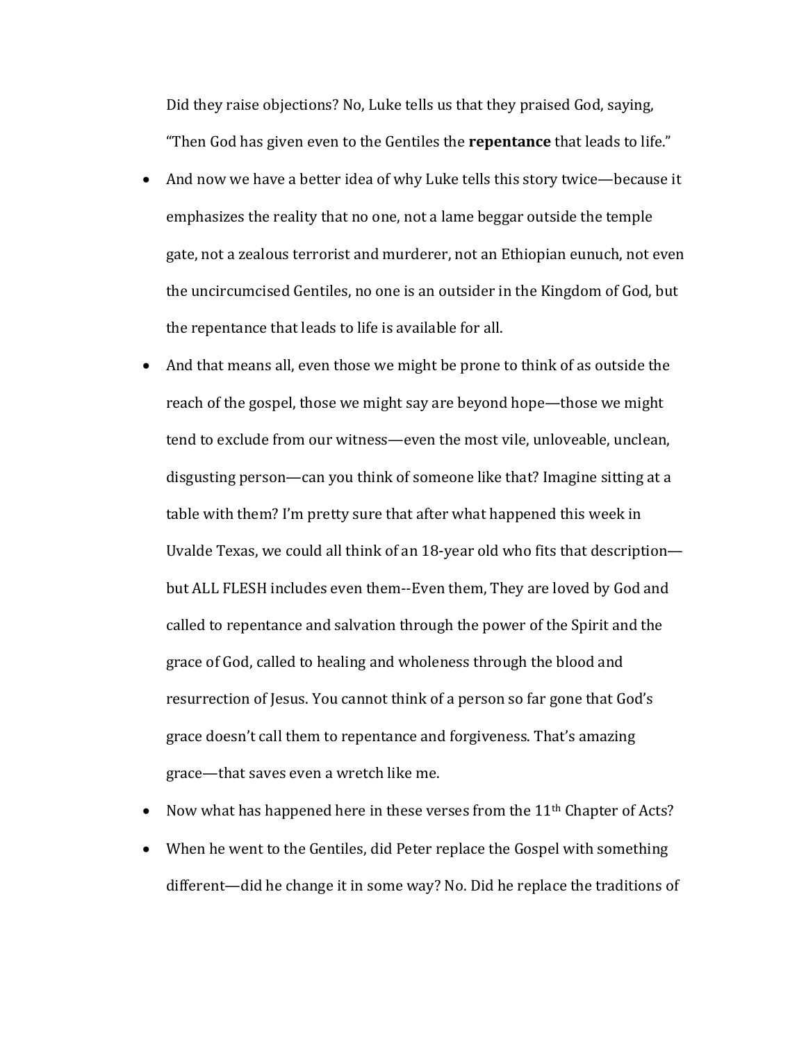Did they raise objections? No, Luke tells us that they praised God, saying, "Then God has given even to the Gentiles the **repentance** that leads to life."

- And now we have a better idea of why Luke tells this story twice—because it emphasizes the reality that no one, not a lame beggar outside the temple gate, not a zealous terrorist and murderer, not an Ethiopian eunuch, not even the uncircumcised Gentiles, no one is an outsider in the Kingdom of God, but the repentance that leads to life is available for all.
- And that means all, even those we might be prone to think of as outside the reach of the gospel, those we might say are beyond hope—those we might tend to exclude from our witness—even the most vile, unloveable, unclean, disgusting person—can you think of someone like that? Imagine sitting at a table with them? I'm pretty sure that after what happened this week in Uvalde Texas, we could all think of an 18-year old who fits that description—but ALL FLESH includes even them--Even them, They are loved by God and called to repentance and salvation through the power of the Spirit and the grace of God, called to healing and wholeness through the blood and resurrection of Jesus. You cannot think of a person so far gone that God's grace doesn't call them to repentance and forgiveness. That's amazing grace—that saves even a wretch like me.
- Now what has happened here in these verses from the 11th Chapter of Acts?
- When he went to the Gentiles, did Peter replace the Gospel with something different—did he change it in some way? No. Did he replace the traditions of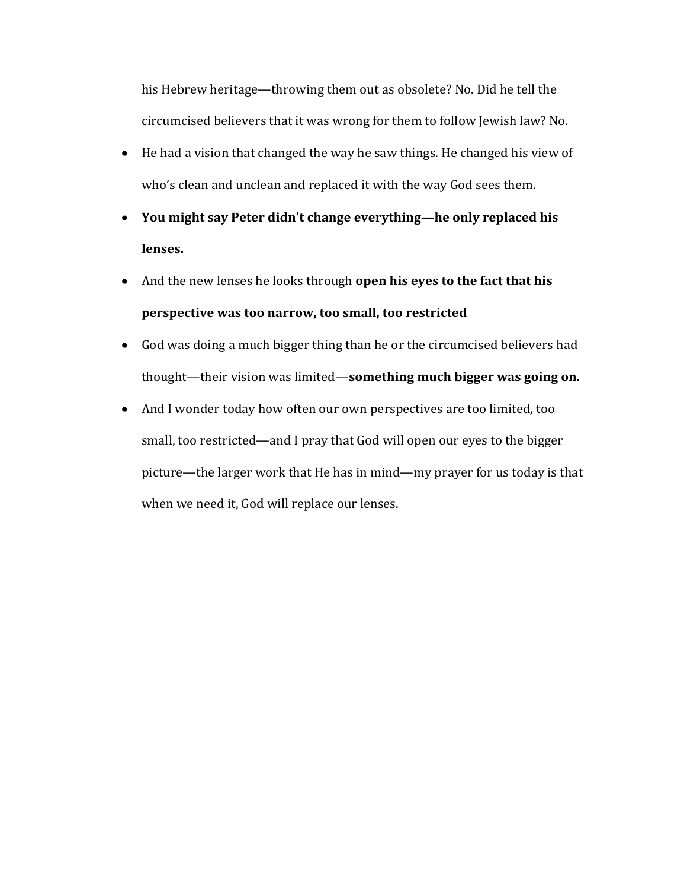his Hebrew heritage—throwing them out as obsolete? No. Did he tell the circumcised believers that it was wrong for them to follow Jewish law? No.

- He had a vision that changed the way he saw things. He changed his view of who's clean and unclean and replaced it with the way God sees them.
- **You might say Peter didn't change everything—he only replaced his lenses.**
- And the new lenses he looks through **open his eyes to the fact that his perspective was too narrow, too small, too restricted**
- God was doing a much bigger thing than he or the circumcised believers had thought—their vision was limited—**something much bigger was going on.**
- And I wonder today how often our own perspectives are too limited, too small, too restricted—and I pray that God will open our eyes to the bigger picture—the larger work that He has in mind—my prayer for us today is that when we need it, God will replace our lenses.